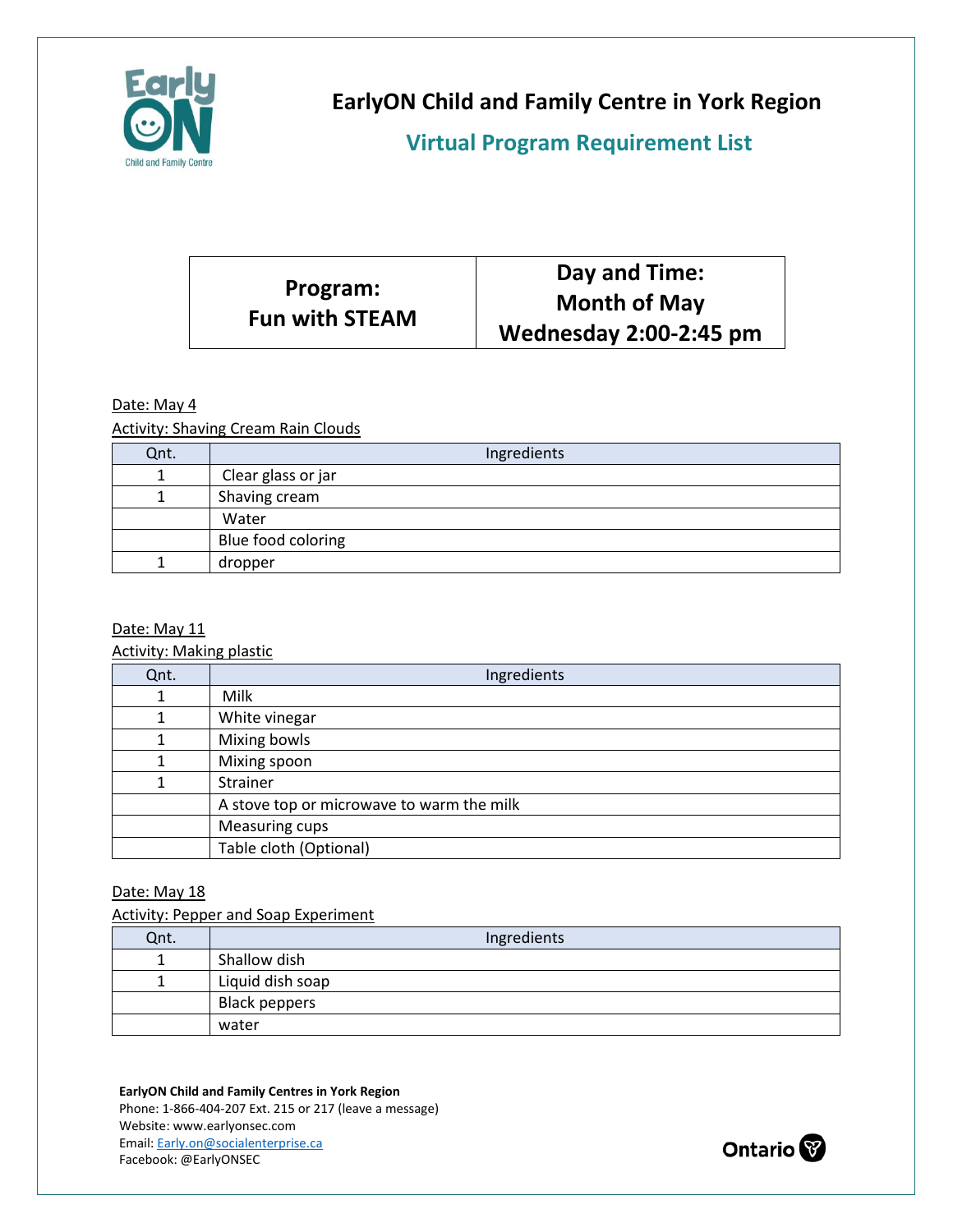# EarlyON Child and Family Centre in York Region

## Virtual Program Requirement List

| Program: Fun with STEAM | Day and Time: Month of May Wednesday 2:00-2:45 pm |
|---|---|

Date: May 4

Activity: Shaving Cream Rain Clouds

| Qnt. | Ingredients |
|---|---|
| 1 | Clear glass or jar |
| 1 | Shaving cream |
| | Water |
| | Blue food coloring |
| 1 | dropper |

Date: May 11

Activity: Making plastic

| Qnt. | Ingredients |
|---|---|
| 1 | Milk |
| 1 | White vinegar |
| 1 | Mixing bowls |
| 1 | Mixing spoon |
| 1 | Strainer |
| | A stove top or microwave to warm the milk |
| | Measuring cups |
| | Table cloth (Optional) |

Date: May 18

Activity: Pepper and Soap Experiment

| Qnt. | Ingredients |
|---|---|
| 1 | Shallow dish |
| 1 | Liquid dish soap |
| | Black peppers |
| | water |

**EarlyON Child and Family Centres in York Region**
Phone: 1-866-404-207 Ext. 215 or 217 (leave a message)
Website: www.earlyonsec.com
Email: Early.on@socialenterprise.ca
Facebook: @EarlyONSEC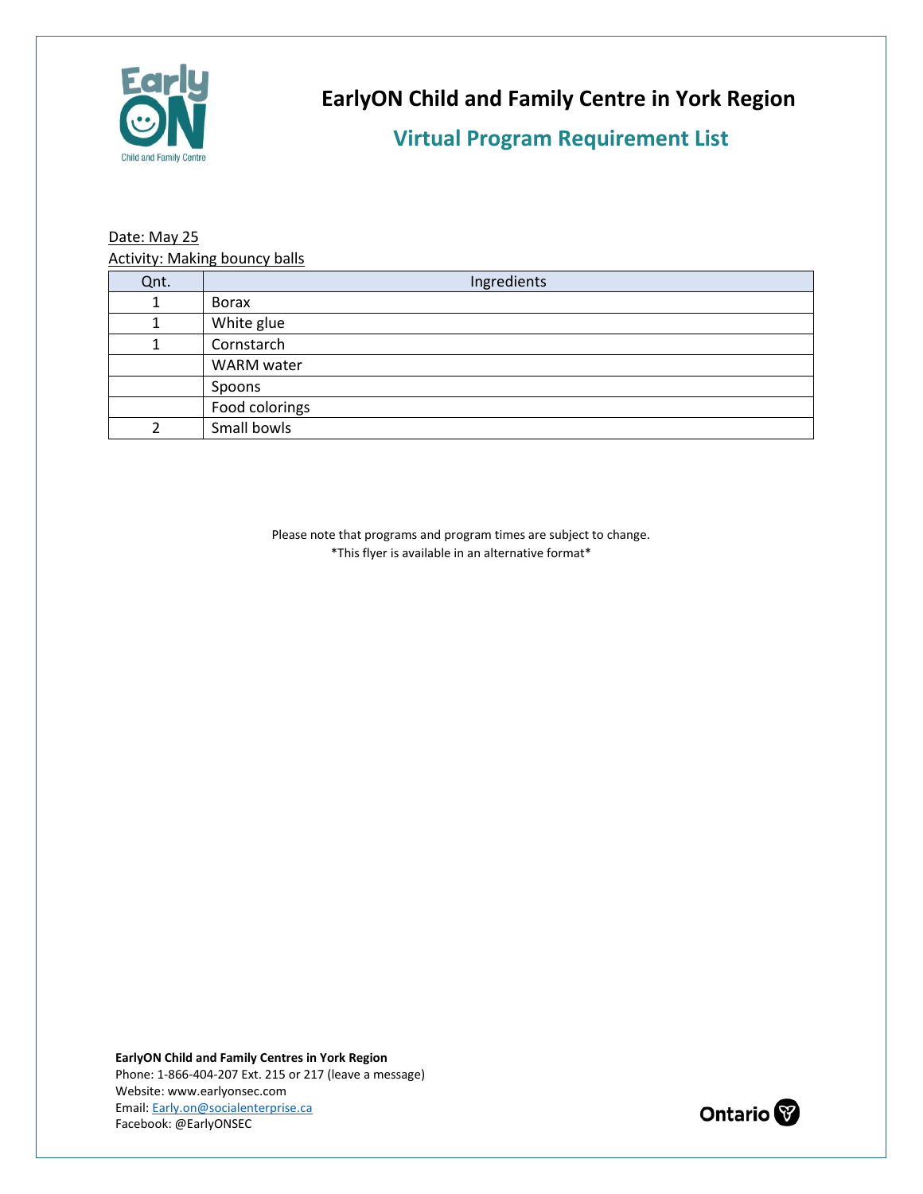# EarlyON Child and Family Centre in York Region

## Virtual Program Requirement List

Date: May 25

Activity: Making bouncy balls

| Qnt. | Ingredients |
|---|---|
| 1 | Borax |
| 1 | White glue |
| 1 | Cornstarch |
| | WARM water |
| | Spoons |
| | Food colorings |
| 2 | Small bowls |

Please note that programs and program times are subject to change.
*This flyer is available in an alternative format*

**EarlyON Child and Family Centres in York Region**
Phone: 1-866-404-207 Ext. 215 or 217 (leave a message)
Website: www.earlyonsec.com
Email: Early.on@socialenterprise.ca
Facebook: @EarlyONSEC

Ontario